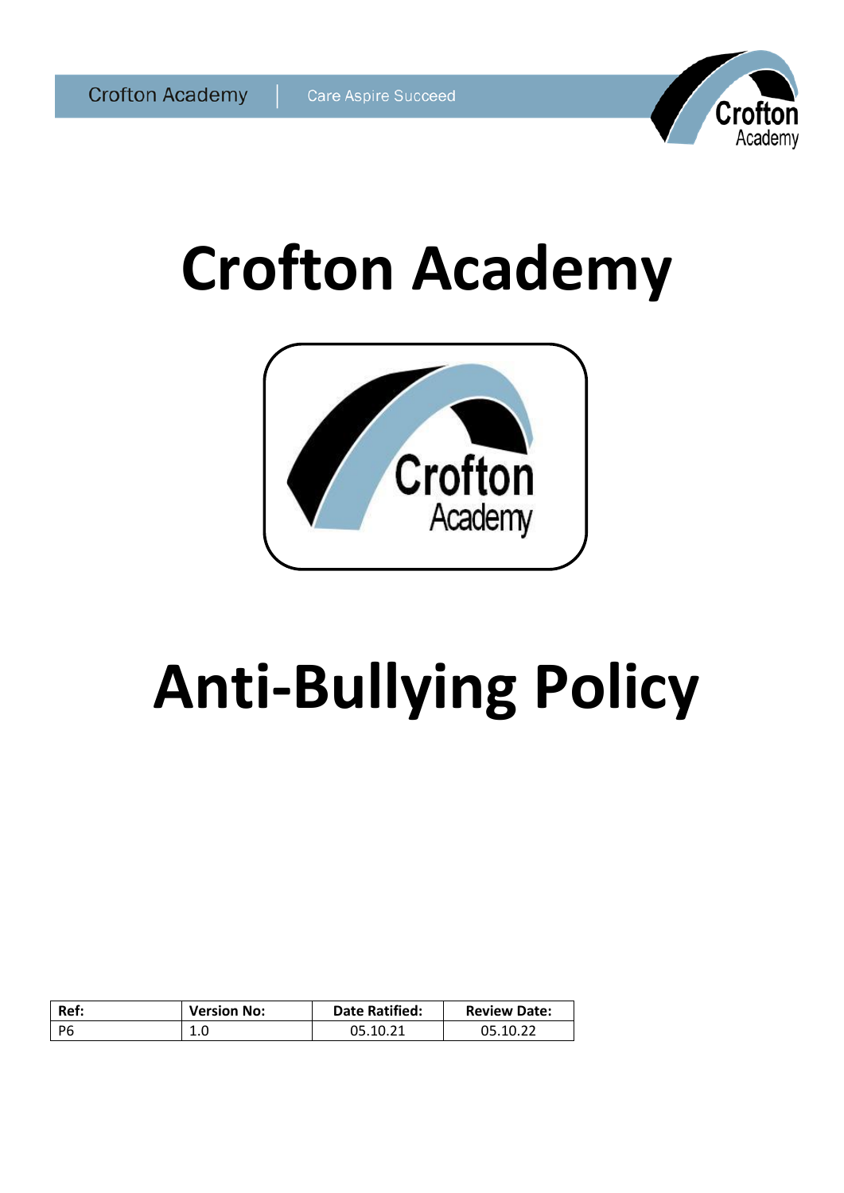# Crofton Academy

# Anti-Bullying Policy

| Ref: | Version No: | Date Ratified: | Review Date: |
|---|---|---|---|
| P6 | 1.0 | 05.10.21 | 05.10.22 |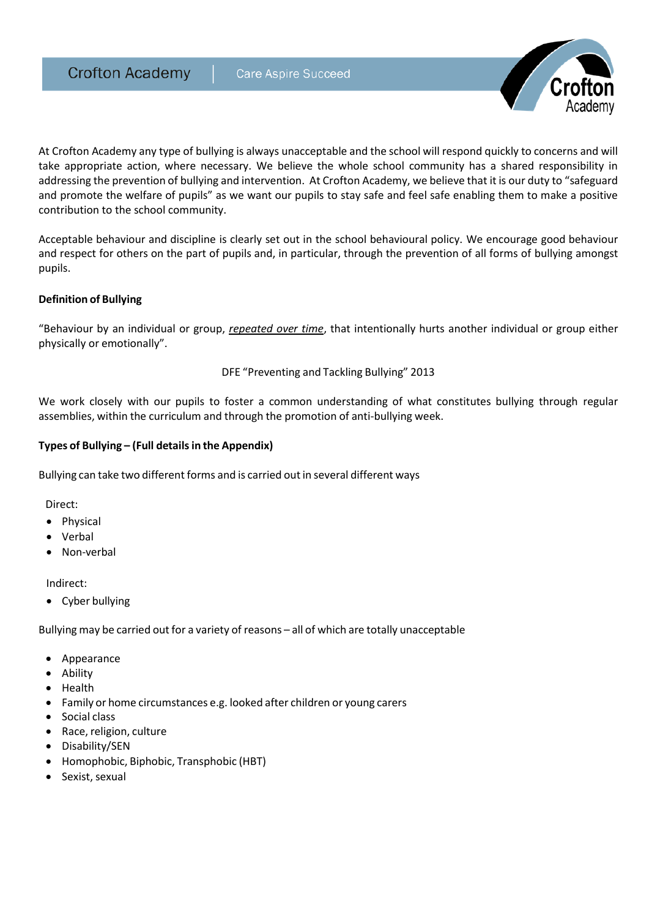At Crofton Academy any type of bullying is always unacceptable and the school will respond quickly to concerns and will take appropriate action, where necessary. We believe the whole school community has a shared responsibility in addressing the prevention of bullying and intervention. At Crofton Academy, we believe that it is our duty to "safeguard and promote the welfare of pupils" as we want our pupils to stay safe and feel safe enabling them to make a positive contribution to the school community.

Acceptable behaviour and discipline is clearly set out in the school behavioural policy. We encourage good behaviour and respect for others on the part of pupils and, in particular, through the prevention of all forms of bullying amongst pupils.

**Definition of Bullying**

"Behaviour by an individual or group, ***repeated over time***, that intentionally hurts another individual or group either physically or emotionally".

DFE "Preventing and Tackling Bullying" 2013

We work closely with our pupils to foster a common understanding of what constitutes bullying through regular assemblies, within the curriculum and through the promotion of anti-bullying week.

**Types of Bullying – (Full details in the Appendix)**

Bullying can take two different forms and is carried out in several different ways

Direct:

- Physical
- Verbal
- Non-verbal

Indirect:

- Cyber bullying

Bullying may be carried out for a variety of reasons – all of which are totally unacceptable

- Appearance
- Ability
- Health
- Family or home circumstances e.g. looked after children or young carers
- Social class
- Race, religion, culture
- Disability/SEN
- Homophobic, Biphobic, Transphobic (HBT)
- Sexist, sexual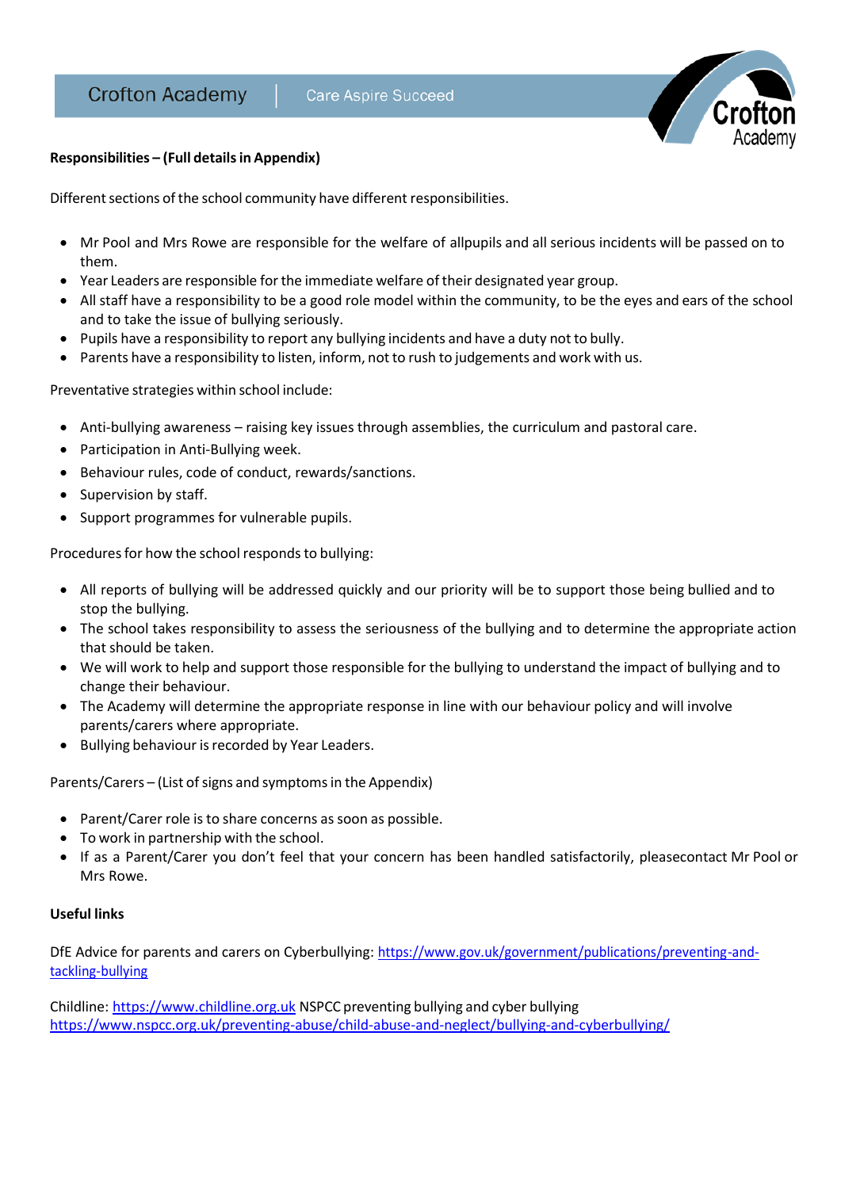**Responsibilities – (Full details in Appendix)**

Different sections of the school community have different responsibilities.

- Mr Pool and Mrs Rowe are responsible for the welfare of allpupils and all serious incidents will be passed on to them.
- Year Leaders are responsible for the immediate welfare of their designated year group.
- All staff have a responsibility to be a good role model within the community, to be the eyes and ears of the school and to take the issue of bullying seriously.
- Pupils have a responsibility to report any bullying incidents and have a duty not to bully.
- Parents have a responsibility to listen, inform, not to rush to judgements and work with us.

Preventative strategies within school include:

- Anti-bullying awareness – raising key issues through assemblies, the curriculum and pastoral care.
- Participation in Anti-Bullying week.
- Behaviour rules, code of conduct, rewards/sanctions.
- Supervision by staff.
- Support programmes for vulnerable pupils.

Procedures for how the school responds to bullying:

- All reports of bullying will be addressed quickly and our priority will be to support those being bullied and to stop the bullying.
- The school takes responsibility to assess the seriousness of the bullying and to determine the appropriate action that should be taken.
- We will work to help and support those responsible for the bullying to understand the impact of bullying and to change their behaviour.
- The Academy will determine the appropriate response in line with our behaviour policy and will involve parents/carers where appropriate.
- Bullying behaviour is recorded by Year Leaders.

Parents/Carers – (List of signs and symptoms in the Appendix)

- Parent/Carer role is to share concerns as soon as possible.
- To work in partnership with the school.
- If as a Parent/Carer you don't feel that your concern has been handled satisfactorily, pleasecontact Mr Pool or Mrs Rowe.

**Useful links**

DfE Advice for parents and carers on Cyberbullying: https://www.gov.uk/government/publications/preventing-and-tackling-bullying

Childline: https://www.childline.org.uk NSPCC preventing bullying and cyber bullying https://www.nspcc.org.uk/preventing-abuse/child-abuse-and-neglect/bullying-and-cyberbullying/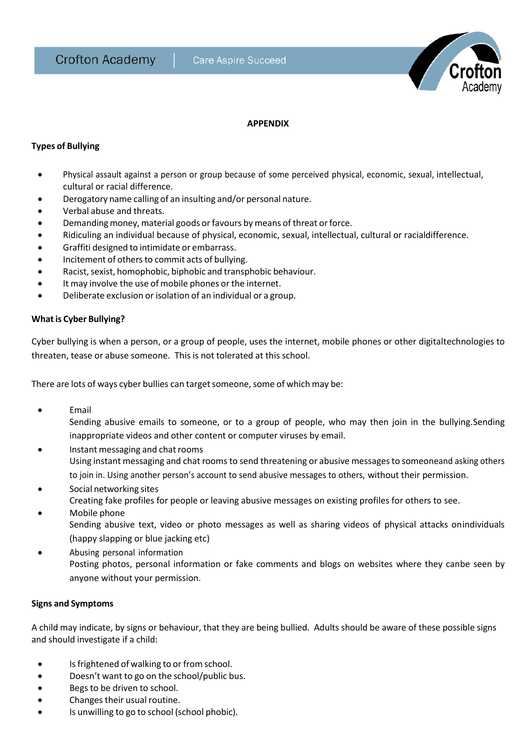**APPENDIX**

**Types of Bullying**

- Physical assault against a person or group because of some perceived physical, economic, sexual, intellectual, cultural or racial difference.
- Derogatory name calling of an insulting and/or personal nature.
- Verbal abuse and threats.
- Demanding money, material goods or favours by means of threat or force.
- Ridiculing an individual because of physical, economic, sexual, intellectual, cultural or racialdifference.
- Graffiti designed to intimidate or embarrass.
- Incitement of others to commit acts of bullying.
- Racist, sexist, homophobic, biphobic and transphobic behaviour.
- It may involve the use of mobile phones or the internet.
- Deliberate exclusion or isolation of an individual or a group.

**What is Cyber Bullying?**

Cyber bullying is when a person, or a group of people, uses the internet, mobile phones or other digitaltechnologies to threaten, tease or abuse someone. This is not tolerated at this school.

There are lots of ways cyber bullies can target someone, some of which may be:

- Email
  Sending abusive emails to someone, or to a group of people, who may then join in the bullying.Sending inappropriate videos and other content or computer viruses by email.
- Instant messaging and chat rooms
  Using instant messaging and chat rooms to send threatening or abusive messages to someoneand asking others to join in. Using another person's account to send abusive messages to others, without their permission.
- Social networking sites
  Creating fake profiles for people or leaving abusive messages on existing profiles for others to see.
- Mobile phone
  Sending abusive text, video or photo messages as well as sharing videos of physical attacks onindividuals (happy slapping or blue jacking etc)
- Abusing personal information
  Posting photos, personal information or fake comments and blogs on websites where they canbe seen by anyone without your permission.

**Signs and Symptoms**

A child may indicate, by signs or behaviour, that they are being bullied. Adults should be aware of these possible signs and should investigate if a child:

- Is frightened of walking to or from school.
- Doesn't want to go on the school/public bus.
- Begs to be driven to school.
- Changes their usual routine.
- Is unwilling to go to school (school phobic).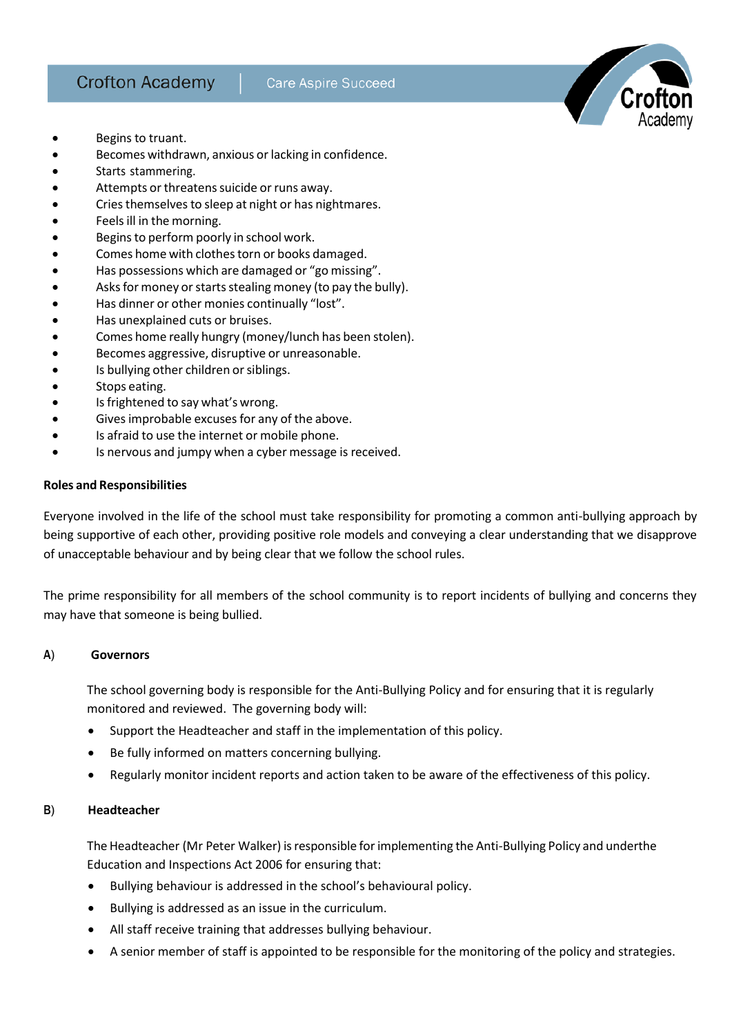- Begins to truant.
- Becomes withdrawn, anxious or lacking in confidence.
- Starts stammering.
- Attempts or threatens suicide or runs away.
- Cries themselves to sleep at night or has nightmares.
- Feels ill in the morning.
- Begins to perform poorly in school work.
- Comes home with clothes torn or books damaged.
- Has possessions which are damaged or "go missing".
- Asks for money or starts stealing money (to pay the bully).
- Has dinner or other monies continually "lost".
- Has unexplained cuts or bruises.
- Comes home really hungry (money/lunch has been stolen).
- Becomes aggressive, disruptive or unreasonable.
- Is bullying other children or siblings.
- Stops eating.
- Is frightened to say what's wrong.
- Gives improbable excuses for any of the above.
- Is afraid to use the internet or mobile phone.
- Is nervous and jumpy when a cyber message is received.

**Roles and Responsibilities**

Everyone involved in the life of the school must take responsibility for promoting a common anti-bullying approach by being supportive of each other, providing positive role models and conveying a clear understanding that we disapprove of unacceptable behaviour and by being clear that we follow the school rules.

The prime responsibility for all members of the school community is to report incidents of bullying and concerns they may have that someone is being bullied.

A) **Governors**

The school governing body is responsible for the Anti-Bullying Policy and for ensuring that it is regularly monitored and reviewed. The governing body will:

- Support the Headteacher and staff in the implementation of this policy.
- Be fully informed on matters concerning bullying.
- Regularly monitor incident reports and action taken to be aware of the effectiveness of this policy.

B) **Headteacher**

The Headteacher (Mr Peter Walker) is responsible for implementing the Anti-Bullying Policy and underthe Education and Inspections Act 2006 for ensuring that:

- Bullying behaviour is addressed in the school's behavioural policy.
- Bullying is addressed as an issue in the curriculum.
- All staff receive training that addresses bullying behaviour.
- A senior member of staff is appointed to be responsible for the monitoring of the policy and strategies.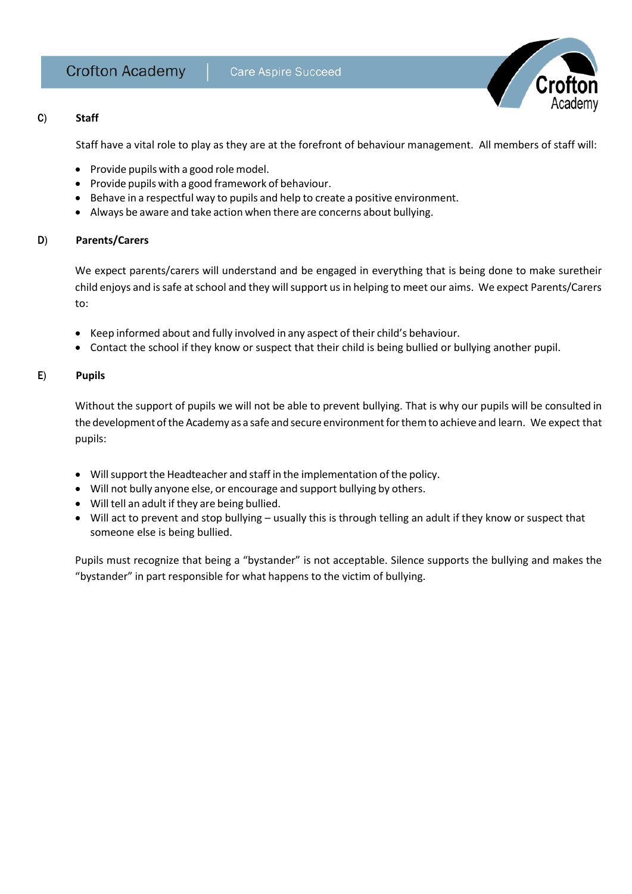**C)** **Staff**

Staff have a vital role to play as they are at the forefront of behaviour management. All members of staff will:

- Provide pupils with a good role model.
- Provide pupils with a good framework of behaviour.
- Behave in a respectful way to pupils and help to create a positive environment.
- Always be aware and take action when there are concerns about bullying.

**D)** **Parents/Carers**

We expect parents/carers will understand and be engaged in everything that is being done to make suretheir child enjoys and is safe at school and they will support us in helping to meet our aims. We expect Parents/Carers to:

- Keep informed about and fully involved in any aspect of their child's behaviour.
- Contact the school if they know or suspect that their child is being bullied or bullying another pupil.

**E)** **Pupils**

Without the support of pupils we will not be able to prevent bullying. That is why our pupils will be consulted in the development of the Academy as a safe and secure environment for them to achieve and learn. We expect that pupils:

- Will support the Headteacher and staff in the implementation of the policy.
- Will not bully anyone else, or encourage and support bullying by others.
- Will tell an adult if they are being bullied.
- Will act to prevent and stop bullying – usually this is through telling an adult if they know or suspect that someone else is being bullied.

Pupils must recognize that being a "bystander" is not acceptable. Silence supports the bullying and makes the "bystander" in part responsible for what happens to the victim of bullying.